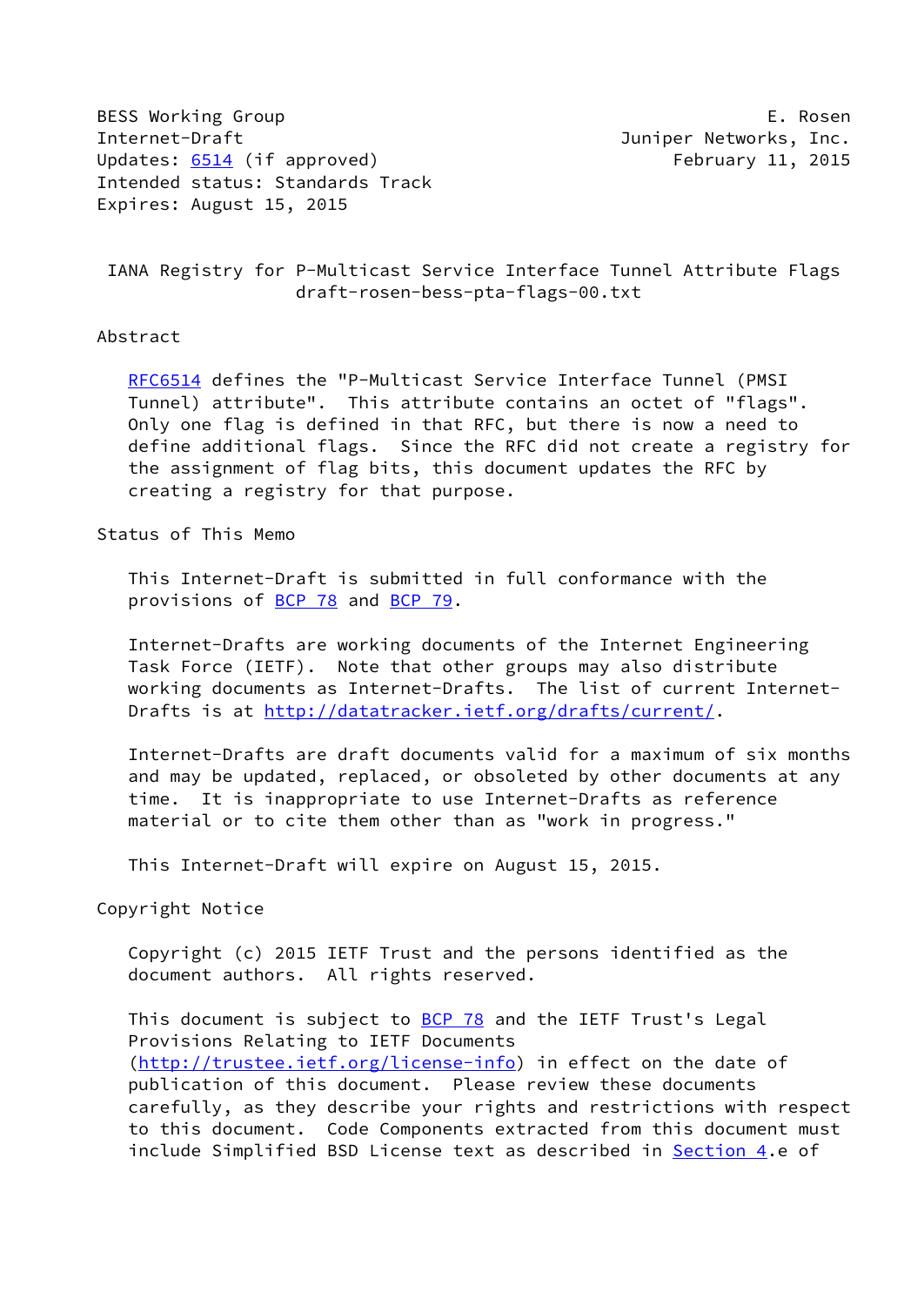BESS Working Group E. Rosen
Internet-Draft Juniper Networks, Inc.
Updates: 6514 (if approved) February 11, 2015
Intended status: Standards Track
Expires: August 15, 2015

# IANA Registry for P-Multicast Service Interface Tunnel Attribute Flags
draft-rosen-bess-pta-flags-00.txt

## Abstract

RFC6514 defines the "P-Multicast Service Interface Tunnel (PMSI Tunnel) attribute". This attribute contains an octet of "flags". Only one flag is defined in that RFC, but there is now a need to define additional flags. Since the RFC did not create a registry for the assignment of flag bits, this document updates the RFC by creating a registry for that purpose.

## Status of This Memo

This Internet-Draft is submitted in full conformance with the provisions of BCP 78 and BCP 79.

Internet-Drafts are working documents of the Internet Engineering Task Force (IETF). Note that other groups may also distribute working documents as Internet-Drafts. The list of current Internet-Drafts is at http://datatracker.ietf.org/drafts/current/.

Internet-Drafts are draft documents valid for a maximum of six months and may be updated, replaced, or obsoleted by other documents at any time. It is inappropriate to use Internet-Drafts as reference material or to cite them other than as "work in progress."

This Internet-Draft will expire on August 15, 2015.

## Copyright Notice

Copyright (c) 2015 IETF Trust and the persons identified as the document authors. All rights reserved.

This document is subject to BCP 78 and the IETF Trust's Legal Provisions Relating to IETF Documents (http://trustee.ietf.org/license-info) in effect on the date of publication of this document. Please review these documents carefully, as they describe your rights and restrictions with respect to this document. Code Components extracted from this document must include Simplified BSD License text as described in Section 4.e of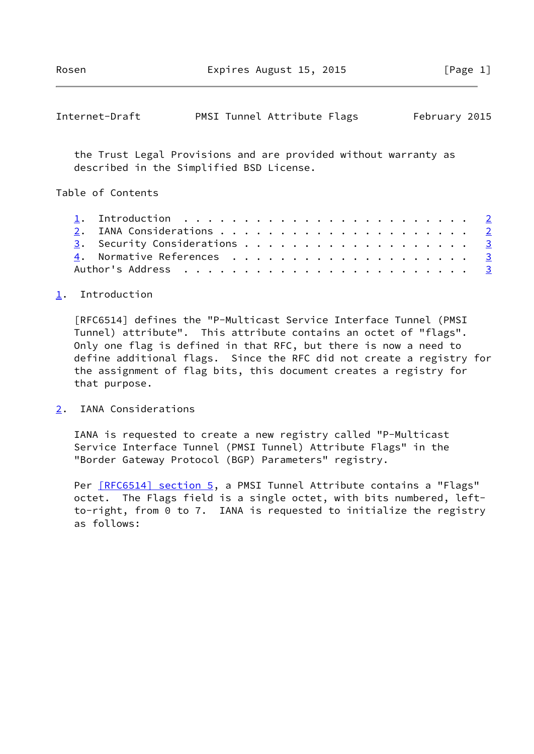the Trust Legal Provisions and are provided without warranty as described in the Simplified BSD License.

Table of Contents

1. Introduction . . . . . . . . . . . . . . . . . . . . . . . . 2
2. IANA Considerations . . . . . . . . . . . . . . . . . . . . . 2
3. Security Considerations . . . . . . . . . . . . . . . . . . . 3
4. Normative References . . . . . . . . . . . . . . . . . . . . 3
Author's Address . . . . . . . . . . . . . . . . . . . . . . . . 3

## 1. Introduction

[RFC6514] defines the "P-Multicast Service Interface Tunnel (PMSI Tunnel) attribute". This attribute contains an octet of "flags". Only one flag is defined in that RFC, but there is now a need to define additional flags. Since the RFC did not create a registry for the assignment of flag bits, this document creates a registry for that purpose.

## 2. IANA Considerations

IANA is requested to create a new registry called "P-Multicast Service Interface Tunnel (PMSI Tunnel) Attribute Flags" in the "Border Gateway Protocol (BGP) Parameters" registry.

Per [RFC6514] section 5, a PMSI Tunnel Attribute contains a "Flags" octet. The Flags field is a single octet, with bits numbered, left-to-right, from 0 to 7. IANA is requested to initialize the registry as follows: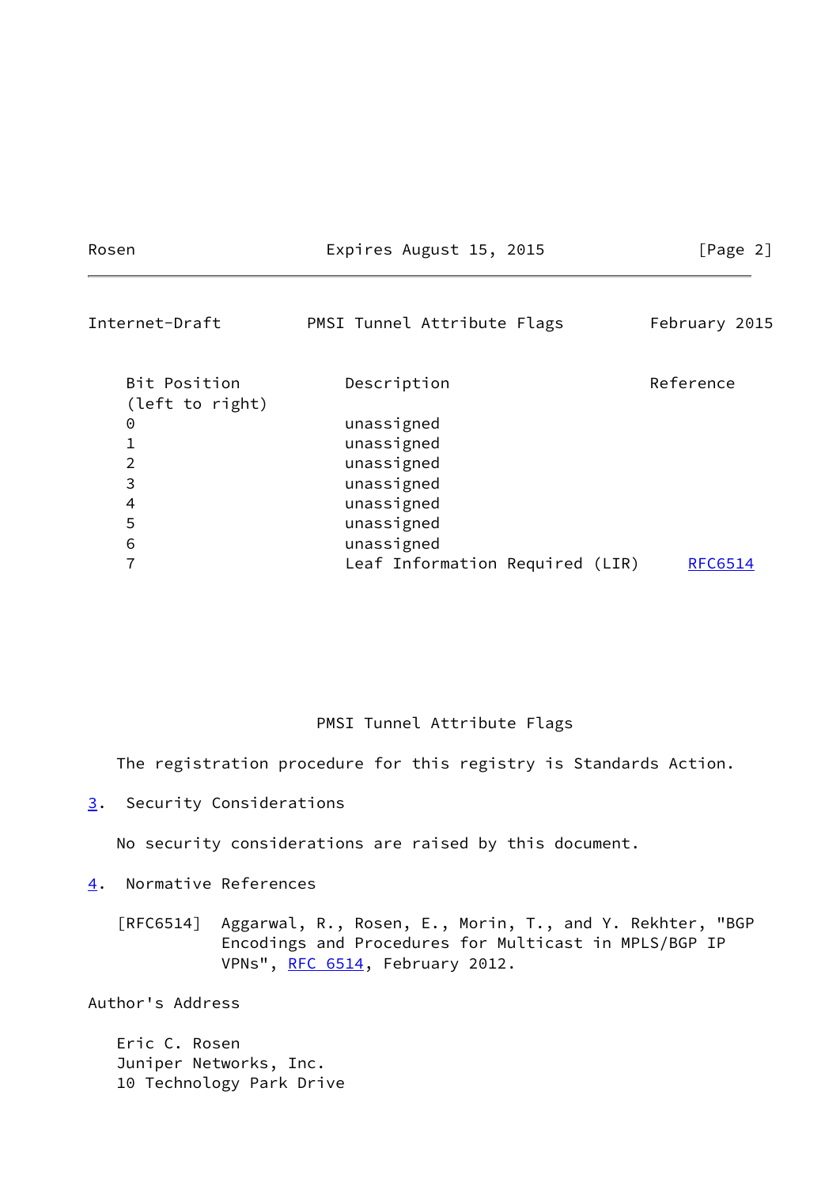| Bit Position (left to right) | Description | Reference |
|---|---|---|
| 0 | unassigned | |
| 1 | unassigned | |
| 2 | unassigned | |
| 3 | unassigned | |
| 4 | unassigned | |
| 5 | unassigned | |
| 6 | unassigned | |
| 7 | Leaf Information Required (LIR) | RFC6514 |

PMSI Tunnel Attribute Flags

The registration procedure for this registry is Standards Action.

## 3. Security Considerations

No security considerations are raised by this document.

## 4. Normative References

[RFC6514] Aggarwal, R., Rosen, E., Morin, T., and Y. Rekhter, "BGP Encodings and Procedures for Multicast in MPLS/BGP IP VPNs", RFC 6514, February 2012.

## Author's Address

Eric C. Rosen
Juniper Networks, Inc.
10 Technology Park Drive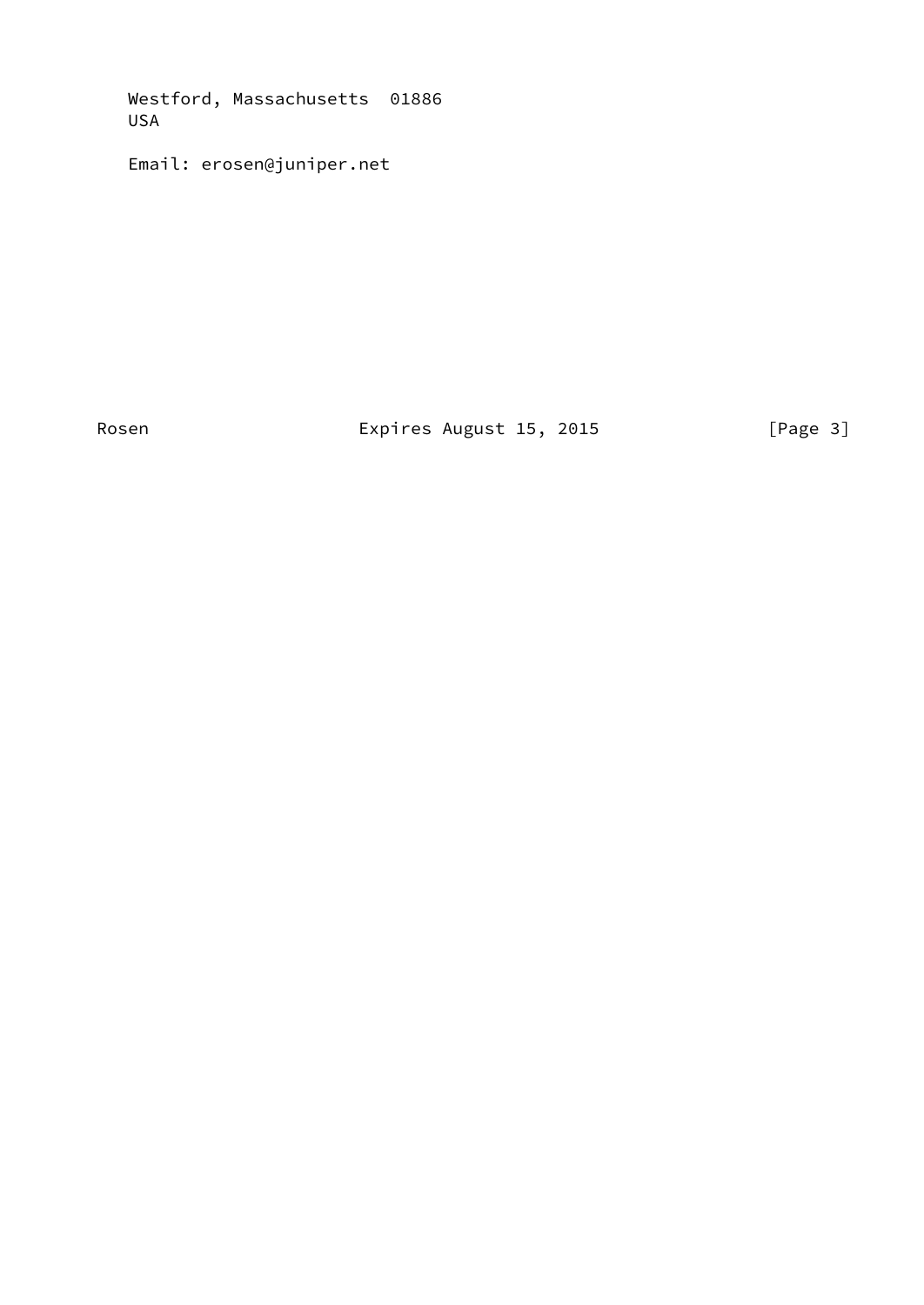Westford, Massachusetts  01886
USA

Email: erosen@juniper.net